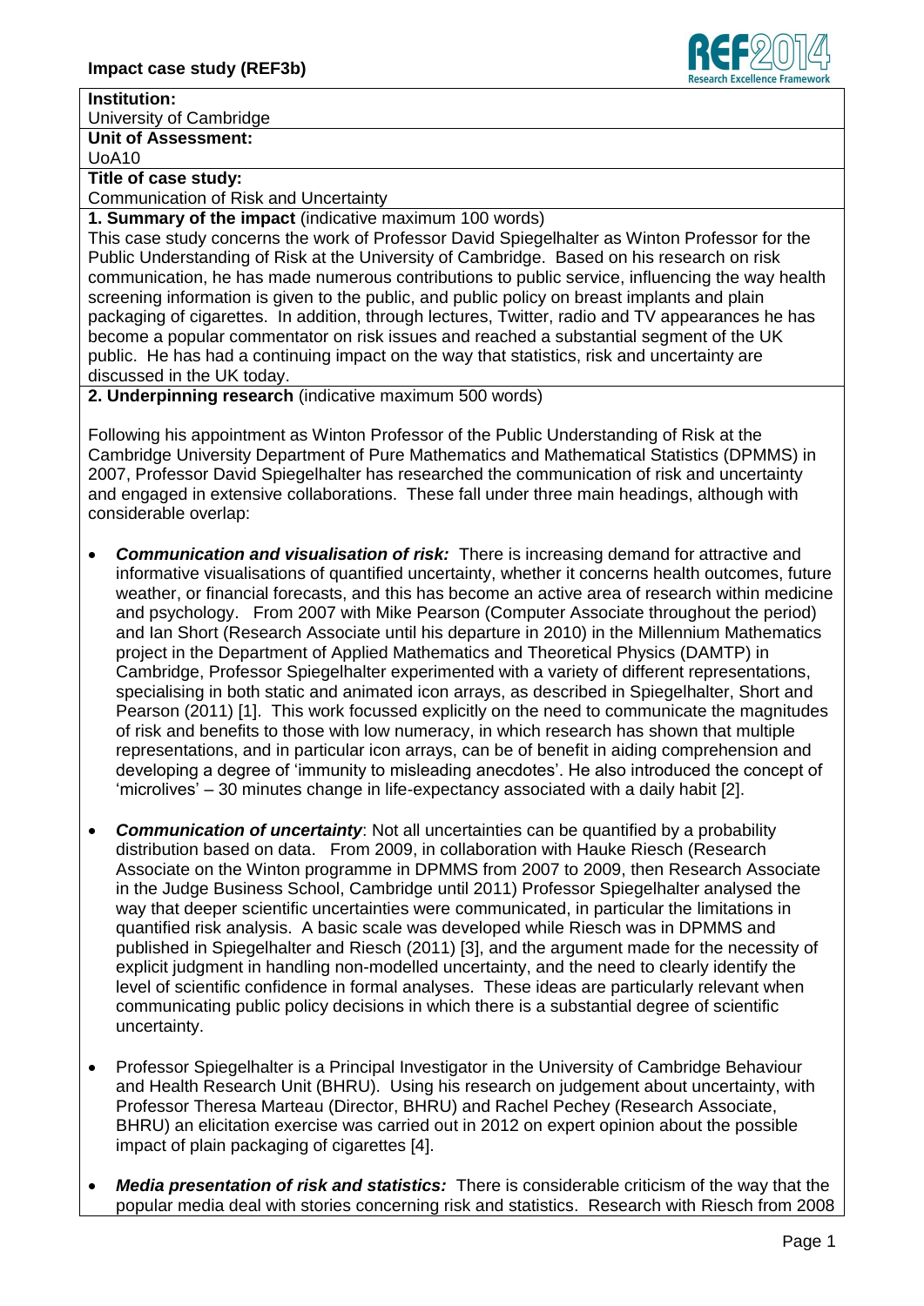**Institution:**
University of Cambridge

**Unit of Assessment:**
UoA10

**Title of case study:**
Communication of Risk and Uncertainty

**1. Summary of the impact** (indicative maximum 100 words)

This case study concerns the work of Professor David Spiegelhalter as Winton Professor for the Public Understanding of Risk at the University of Cambridge. Based on his research on risk communication, he has made numerous contributions to public service, influencing the way health screening information is given to the public, and public policy on breast implants and plain packaging of cigarettes. In addition, through lectures, Twitter, radio and TV appearances he has become a popular commentator on risk issues and reached a substantial segment of the UK public. He has had a continuing impact on the way that statistics, risk and uncertainty are discussed in the UK today.

**2. Underpinning research** (indicative maximum 500 words)

Following his appointment as Winton Professor of the Public Understanding of Risk at the Cambridge University Department of Pure Mathematics and Mathematical Statistics (DPMMS) in 2007, Professor David Spiegelhalter has researched the communication of risk and uncertainty and engaged in extensive collaborations. These fall under three main headings, although with considerable overlap:

- ***Communication and visualisation of risk:*** There is increasing demand for attractive and informative visualisations of quantified uncertainty, whether it concerns health outcomes, future weather, or financial forecasts, and this has become an active area of research within medicine and psychology. From 2007 with Mike Pearson (Computer Associate throughout the period) and Ian Short (Research Associate until his departure in 2010) in the Millennium Mathematics project in the Department of Applied Mathematics and Theoretical Physics (DAMTP) in Cambridge, Professor Spiegelhalter experimented with a variety of different representations, specialising in both static and animated icon arrays, as described in Spiegelhalter, Short and Pearson (2011) [1]. This work focussed explicitly on the need to communicate the magnitudes of risk and benefits to those with low numeracy, in which research has shown that multiple representations, and in particular icon arrays, can be of benefit in aiding comprehension and developing a degree of 'immunity to misleading anecdotes'. He also introduced the concept of 'microlives' – 30 minutes change in life-expectancy associated with a daily habit [2].

- ***Communication of uncertainty***: Not all uncertainties can be quantified by a probability distribution based on data. From 2009, in collaboration with Hauke Riesch (Research Associate on the Winton programme in DPMMS from 2007 to 2009, then Research Associate in the Judge Business School, Cambridge until 2011) Professor Spiegelhalter analysed the way that deeper scientific uncertainties were communicated, in particular the limitations in quantified risk analysis. A basic scale was developed while Riesch was in DPMMS and published in Spiegelhalter and Riesch (2011) [3], and the argument made for the necessity of explicit judgment in handling non-modelled uncertainty, and the need to clearly identify the level of scientific confidence in formal analyses. These ideas are particularly relevant when communicating public policy decisions in which there is a substantial degree of scientific uncertainty.

- Professor Spiegelhalter is a Principal Investigator in the University of Cambridge Behaviour and Health Research Unit (BHRU). Using his research on judgement about uncertainty, with Professor Theresa Marteau (Director, BHRU) and Rachel Pechey (Research Associate, BHRU) an elicitation exercise was carried out in 2012 on expert opinion about the possible impact of plain packaging of cigarettes [4].

- ***Media presentation of risk and statistics:*** There is considerable criticism of the way that the popular media deal with stories concerning risk and statistics. Research with Riesch from 2008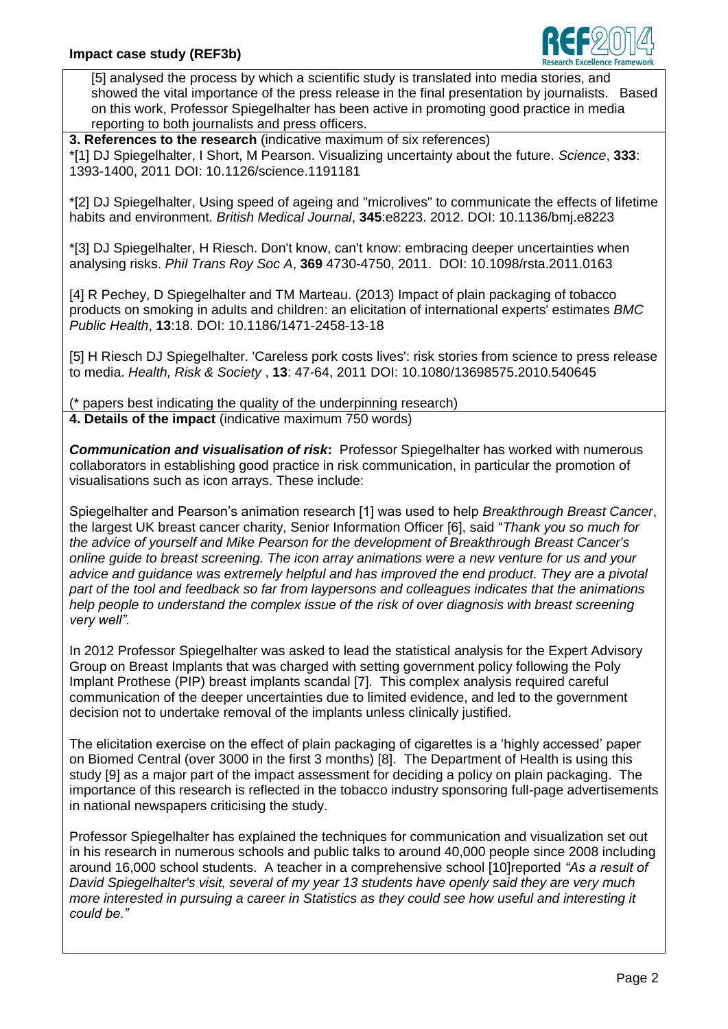[5] analysed the process by which a scientific study is translated into media stories, and showed the vital importance of the press release in the final presentation by journalists. Based on this work, Professor Spiegelhalter has been active in promoting good practice in media reporting to both journalists and press officers.

**3. References to the research** (indicative maximum of six references)

*[1] DJ Spiegelhalter, I Short, M Pearson. Visualizing uncertainty about the future. *Science*, **333**: 1393-1400, 2011 DOI: 10.1126/science.1191181

*[2] DJ Spiegelhalter, Using speed of ageing and "microlives" to communicate the effects of lifetime habits and environment. *British Medical Journal*, **345**:e8223. 2012. DOI: 10.1136/bmj.e8223

*[3] DJ Spiegelhalter, H Riesch. Don't know, can't know: embracing deeper uncertainties when analysing risks. *Phil Trans Roy Soc A*, **369** 4730-4750, 2011. DOI: 10.1098/rsta.2011.0163

[4] R Pechey, D Spiegelhalter and TM Marteau. (2013) Impact of plain packaging of tobacco products on smoking in adults and children: an elicitation of international experts' estimates *BMC Public Health*, **13**:18. DOI: 10.1186/1471-2458-13-18

[5] H Riesch DJ Spiegelhalter. 'Careless pork costs lives': risk stories from science to press release to media. *Health, Risk & Society* , **13**: 47-64, 2011 DOI: 10.1080/13698575.2010.540645

(* papers best indicating the quality of the underpinning research)

**4. Details of the impact** (indicative maximum 750 words)

***Communication and visualisation of risk*:** Professor Spiegelhalter has worked with numerous collaborators in establishing good practice in risk communication, in particular the promotion of visualisations such as icon arrays. These include:

Spiegelhalter and Pearson's animation research [1] was used to help *Breakthrough Breast Cancer*, the largest UK breast cancer charity, Senior Information Officer [6], said "*Thank you so much for the advice of yourself and Mike Pearson for the development of Breakthrough Breast Cancer's online guide to breast screening. The icon array animations were a new venture for us and your advice and guidance was extremely helpful and has improved the end product. They are a pivotal part of the tool and feedback so far from laypersons and colleagues indicates that the animations help people to understand the complex issue of the risk of over diagnosis with breast screening very well".*

In 2012 Professor Spiegelhalter was asked to lead the statistical analysis for the Expert Advisory Group on Breast Implants that was charged with setting government policy following the Poly Implant Prothese (PIP) breast implants scandal [7]. This complex analysis required careful communication of the deeper uncertainties due to limited evidence, and led to the government decision not to undertake removal of the implants unless clinically justified.

The elicitation exercise on the effect of plain packaging of cigarettes is a 'highly accessed' paper on Biomed Central (over 3000 in the first 3 months) [8]. The Department of Health is using this study [9] as a major part of the impact assessment for deciding a policy on plain packaging. The importance of this research is reflected in the tobacco industry sponsoring full-page advertisements in national newspapers criticising the study.

Professor Spiegelhalter has explained the techniques for communication and visualization set out in his research in numerous schools and public talks to around 40,000 people since 2008 including around 16,000 school students. A teacher in a comprehensive school [10]reported *"As a result of David Spiegelhalter's visit, several of my year 13 students have openly said they are very much more interested in pursuing a career in Statistics as they could see how useful and interesting it could be."*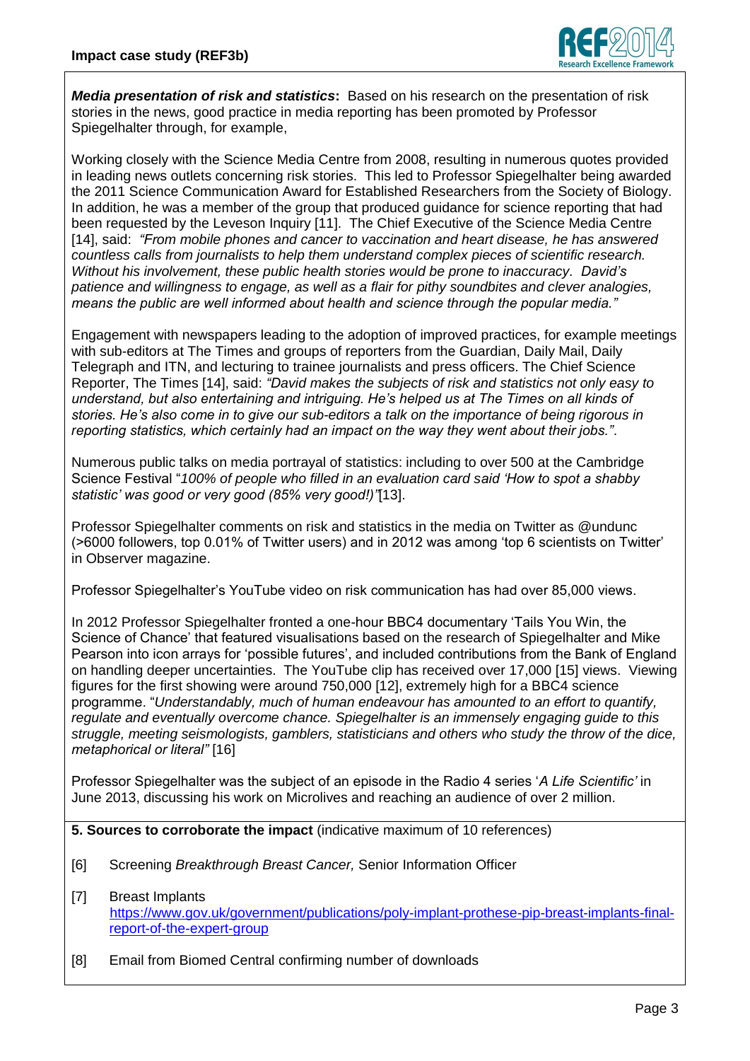***Media presentation of risk and statistics*:** Based on his research on the presentation of risk stories in the news, good practice in media reporting has been promoted by Professor Spiegelhalter through, for example,

Working closely with the Science Media Centre from 2008, resulting in numerous quotes provided in leading news outlets concerning risk stories. This led to Professor Spiegelhalter being awarded the 2011 Science Communication Award for Established Researchers from the Society of Biology. In addition, he was a member of the group that produced guidance for science reporting that had been requested by the Leveson Inquiry [11]. The Chief Executive of the Science Media Centre [14], said: *"From mobile phones and cancer to vaccination and heart disease, he has answered countless calls from journalists to help them understand complex pieces of scientific research. Without his involvement, these public health stories would be prone to inaccuracy. David's patience and willingness to engage, as well as a flair for pithy soundbites and clever analogies, means the public are well informed about health and science through the popular media."*

Engagement with newspapers leading to the adoption of improved practices, for example meetings with sub-editors at The Times and groups of reporters from the Guardian, Daily Mail, Daily Telegraph and ITN, and lecturing to trainee journalists and press officers. The Chief Science Reporter, The Times [14], said: *"David makes the subjects of risk and statistics not only easy to understand, but also entertaining and intriguing. He's helped us at The Times on all kinds of stories. He's also come in to give our sub-editors a talk on the importance of being rigorous in reporting statistics, which certainly had an impact on the way they went about their jobs."*.

Numerous public talks on media portrayal of statistics: including to over 500 at the Cambridge Science Festival "*100% of people who filled in an evaluation card said 'How to spot a shabby statistic' was good or very good (85% very good!)"*[13].

Professor Spiegelhalter comments on risk and statistics in the media on Twitter as @undunc (>6000 followers, top 0.01% of Twitter users) and in 2012 was among 'top 6 scientists on Twitter' in Observer magazine.

Professor Spiegelhalter's YouTube video on risk communication has had over 85,000 views.

In 2012 Professor Spiegelhalter fronted a one-hour BBC4 documentary 'Tails You Win, the Science of Chance' that featured visualisations based on the research of Spiegelhalter and Mike Pearson into icon arrays for 'possible futures', and included contributions from the Bank of England on handling deeper uncertainties. The YouTube clip has received over 17,000 [15] views. Viewing figures for the first showing were around 750,000 [12], extremely high for a BBC4 science programme. "*Understandably, much of human endeavour has amounted to an effort to quantify, regulate and eventually overcome chance. Spiegelhalter is an immensely engaging guide to this struggle, meeting seismologists, gamblers, statisticians and others who study the throw of the dice, metaphorical or literal"* [16]

Professor Spiegelhalter was the subject of an episode in the Radio 4 series '*A Life Scientific'* in June 2013, discussing his work on Microlives and reaching an audience of over 2 million.

**5. Sources to corroborate the impact** (indicative maximum of 10 references)

[6] Screening *Breakthrough Breast Cancer,* Senior Information Officer

[7] Breast Implants https://www.gov.uk/government/publications/poly-implant-prothese-pip-breast-implants-final-report-of-the-expert-group

[8] Email from Biomed Central confirming number of downloads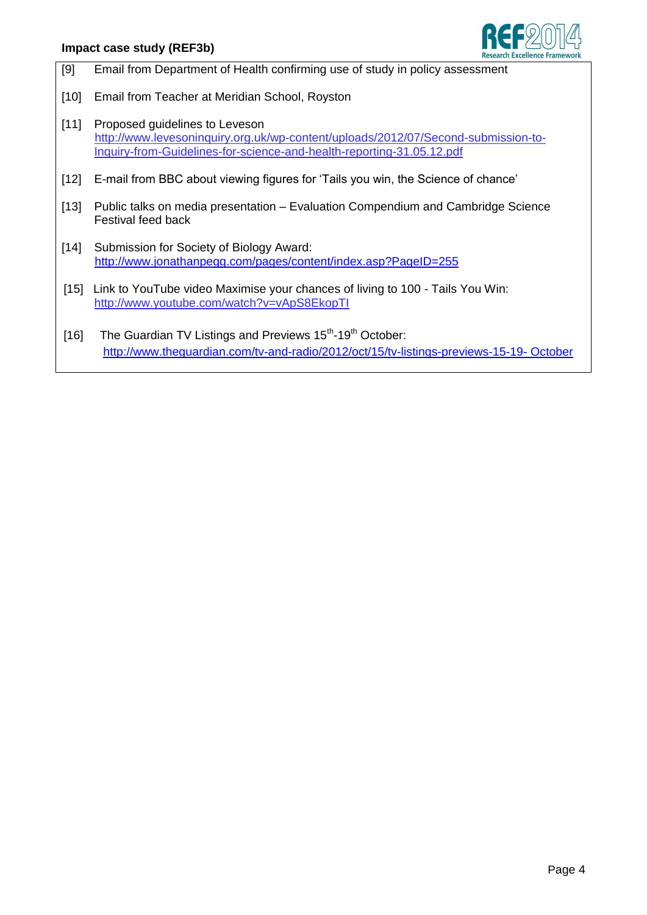[9] Email from Department of Health confirming use of study in policy assessment

[10] Email from Teacher at Meridian School, Royston

[11] Proposed guidelines to Leveson http://www.levesoninquiry.org.uk/wp-content/uploads/2012/07/Second-submission-to-Inquiry-from-Guidelines-for-science-and-health-reporting-31.05.12.pdf

[12] E-mail from BBC about viewing figures for 'Tails you win, the Science of chance'

[13] Public talks on media presentation – Evaluation Compendium and Cambridge Science Festival feed back

[14] Submission for Society of Biology Award: http://www.jonathanpegg.com/pages/content/index.asp?PageID=255

[15] Link to YouTube video Maximise your chances of living to 100 - Tails You Win: http://www.youtube.com/watch?v=vApS8EkopTI

[16] The Guardian TV Listings and Previews 15th-19th October: http://www.theguardian.com/tv-and-radio/2012/oct/15/tv-listings-previews-15-19- October